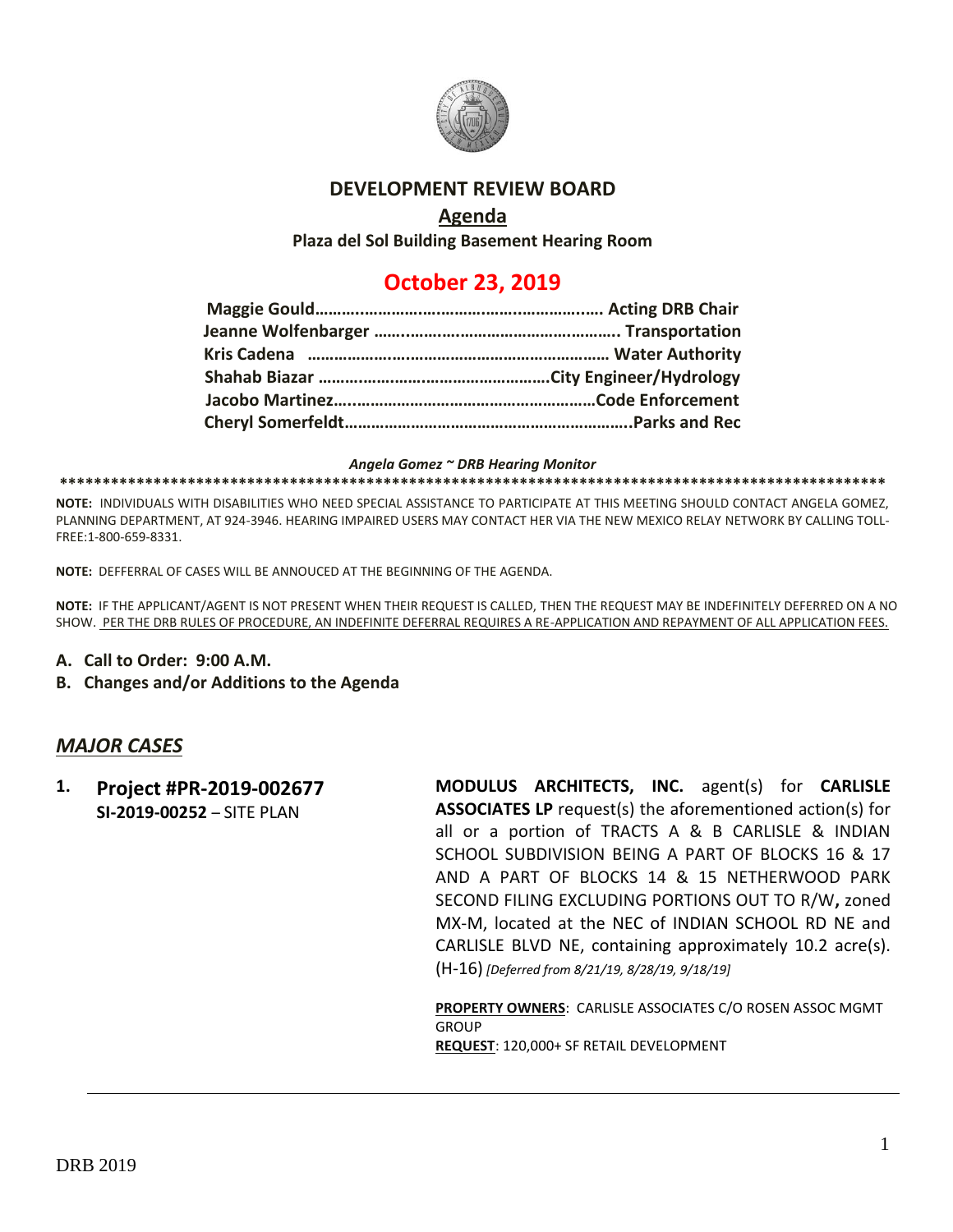# DEVELOPMENT REVIEW BOARD

## Agenda

**Plaza del Sol Building Basement Hearing Room**

## October 23, 2019

**Maggie Gould………………………………………………….… Acting DRB Chair**
**Jeanne Wolfenbarger ……………………………………………. Transportation**
**Kris Cadena ………………………………………………………… Water Authority**
**Shahab Biazar ……………………………………………City Engineer/Hydrology**
**Jacobo Martinez………………………………………………Code Enforcement**
**Cheryl Somerfeldt……………………………………………………..Parks and Rec**

***Angela Gomez ~ DRB Hearing Monitor***

**************************************************************************************************

**NOTE:** INDIVIDUALS WITH DISABILITIES WHO NEED SPECIAL ASSISTANCE TO PARTICIPATE AT THIS MEETING SHOULD CONTACT ANGELA GOMEZ, PLANNING DEPARTMENT, AT 924-3946. HEARING IMPAIRED USERS MAY CONTACT HER VIA THE NEW MEXICO RELAY NETWORK BY CALLING TOLL-FREE:1-800-659-8331.

**NOTE:** DEFFERRAL OF CASES WILL BE ANNOUCED AT THE BEGINNING OF THE AGENDA.

**NOTE:** IF THE APPLICANT/AGENT IS NOT PRESENT WHEN THEIR REQUEST IS CALLED, THEN THE REQUEST MAY BE INDEFINITELY DEFERRED ON A NO SHOW. PER THE DRB RULES OF PROCEDURE, AN INDEFINITE DEFERRAL REQUIRES A RE-APPLICATION AND REPAYMENT OF ALL APPLICATION FEES.

**A. Call to Order: 9:00 A.M.**

**B. Changes and/or Additions to the Agenda**

## *MAJOR CASES*

**1. Project #PR-2019-002677**
**SI-2019-00252** – SITE PLAN

**MODULUS ARCHITECTS, INC.** agent(s) for **CARLISLE ASSOCIATES LP** request(s) the aforementioned action(s) for all or a portion of TRACTS A & B CARLISLE & INDIAN SCHOOL SUBDIVISION BEING A PART OF BLOCKS 16 & 17 AND A PART OF BLOCKS 14 & 15 NETHERWOOD PARK SECOND FILING EXCLUDING PORTIONS OUT TO R/W**,** zoned MX-M, located at the NEC of INDIAN SCHOOL RD NE and CARLISLE BLVD NE, containing approximately 10.2 acre(s). (H-16) *[Deferred from 8/21/19, 8/28/19, 9/18/19]*

**PROPERTY OWNERS**: CARLISLE ASSOCIATES C/O ROSEN ASSOC MGMT GROUP
**REQUEST**: 120,000+ SF RETAIL DEVELOPMENT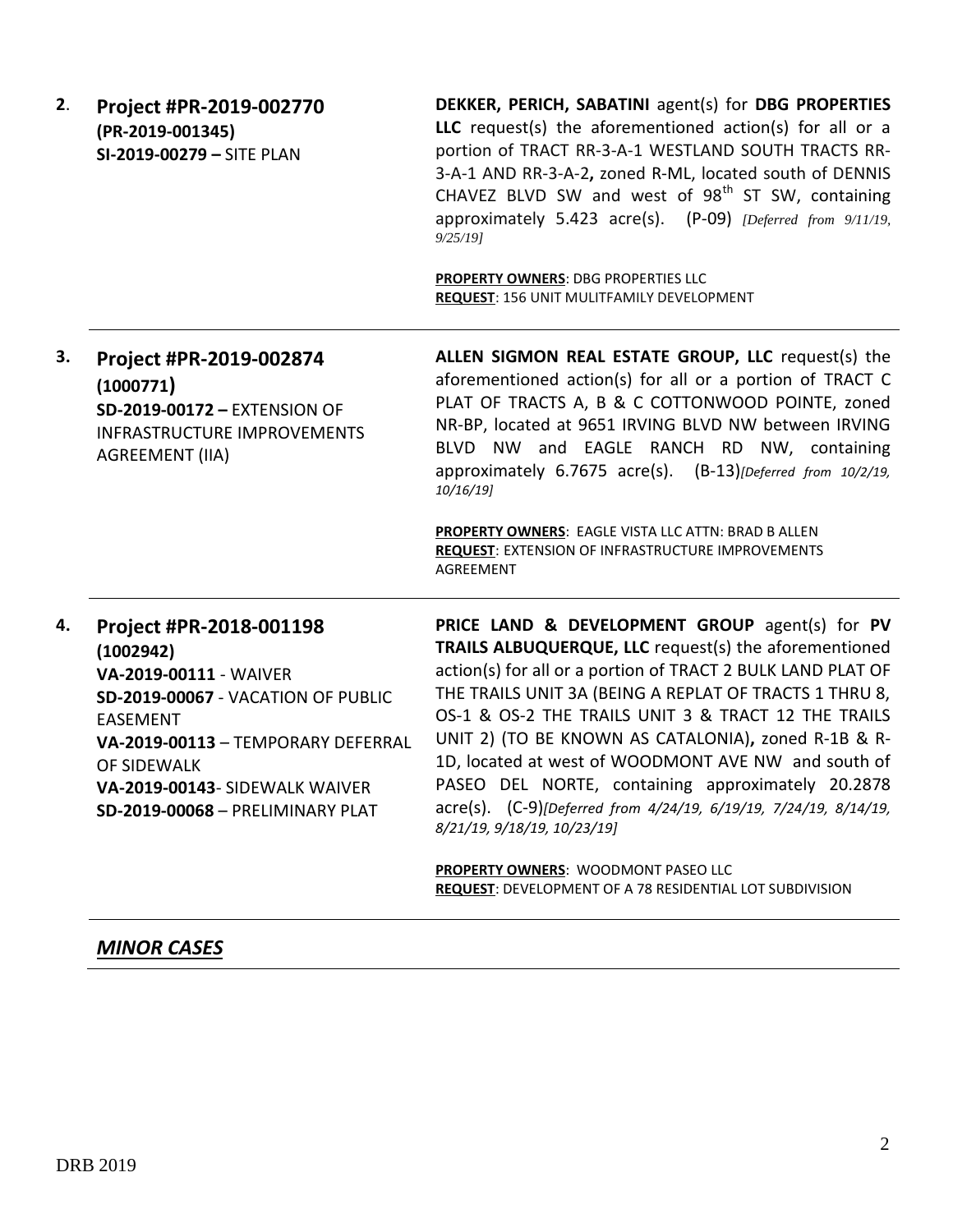| | | |
|---|---|---|
| **2**. | **Project #PR-2019-002770**<br>**(PR-2019-001345)**<br>**SI-2019-00279 –** SITE PLAN | **DEKKER, PERICH, SABATINI** agent(s) for **DBG PROPERTIES LLC** request(s) the aforementioned action(s) for all or a portion of TRACT RR-3-A-1 WESTLAND SOUTH TRACTS RR-3-A-1 AND RR-3-A-2**,** zoned R-ML, located south of DENNIS CHAVEZ BLVD SW and west of 98th ST SW, containing approximately 5.423 acre(s). (P-09) *[Deferred from 9/11/19, 9/25/19]*<br><br>**PROPERTY OWNERS**: DBG PROPERTIES LLC<br>**REQUEST**: 156 UNIT MULITFAMILY DEVELOPMENT |
| **3.** | **Project #PR-2019-002874**<br>**(1000771)**<br>**SD-2019-00172 –** EXTENSION OF INFRASTRUCTURE IMPROVEMENTS AGREEMENT (IIA) | **ALLEN SIGMON REAL ESTATE GROUP, LLC** request(s) the aforementioned action(s) for all or a portion of TRACT C PLAT OF TRACTS A, B & C COTTONWOOD POINTE, zoned NR-BP, located at 9651 IRVING BLVD NW between IRVING BLVD NW and EAGLE RANCH RD NW, containing approximately 6.7675 acre(s). (B-13)*[Deferred from 10/2/19, 10/16/19]*<br><br>**PROPERTY OWNERS**: EAGLE VISTA LLC ATTN: BRAD B ALLEN<br>**REQUEST**: EXTENSION OF INFRASTRUCTURE IMPROVEMENTS AGREEMENT |
| **4.** | **Project #PR-2018-001198**<br>**(1002942)**<br>**VA-2019-00111** - WAIVER<br>**SD-2019-00067** - VACATION OF PUBLIC EASEMENT<br>**VA-2019-00113** – TEMPORARY DEFERRAL OF SIDEWALK<br>**VA-2019-00143**- SIDEWALK WAIVER<br>**SD-2019-00068** – PRELIMINARY PLAT | **PRICE LAND & DEVELOPMENT GROUP** agent(s) for **PV TRAILS ALBUQUERQUE, LLC** request(s) the aforementioned action(s) for all or a portion of TRACT 2 BULK LAND PLAT OF THE TRAILS UNIT 3A (BEING A REPLAT OF TRACTS 1 THRU 8, OS-1 & OS-2 THE TRAILS UNIT 3 & TRACT 12 THE TRAILS UNIT 2) (TO BE KNOWN AS CATALONIA)**,** zoned R-1B & R-1D, located at west of WOODMONT AVE NW and south of PASEO DEL NORTE, containing approximately 20.2878 acre(s). (C-9)*[Deferred from 4/24/19, 6/19/19, 7/24/19, 8/14/19, 8/21/19, 9/18/19, 10/23/19]*<br><br>**PROPERTY OWNERS**: WOODMONT PASEO LLC<br>**REQUEST**: DEVELOPMENT OF A 78 RESIDENTIAL LOT SUBDIVISION |

## ***MINOR CASES***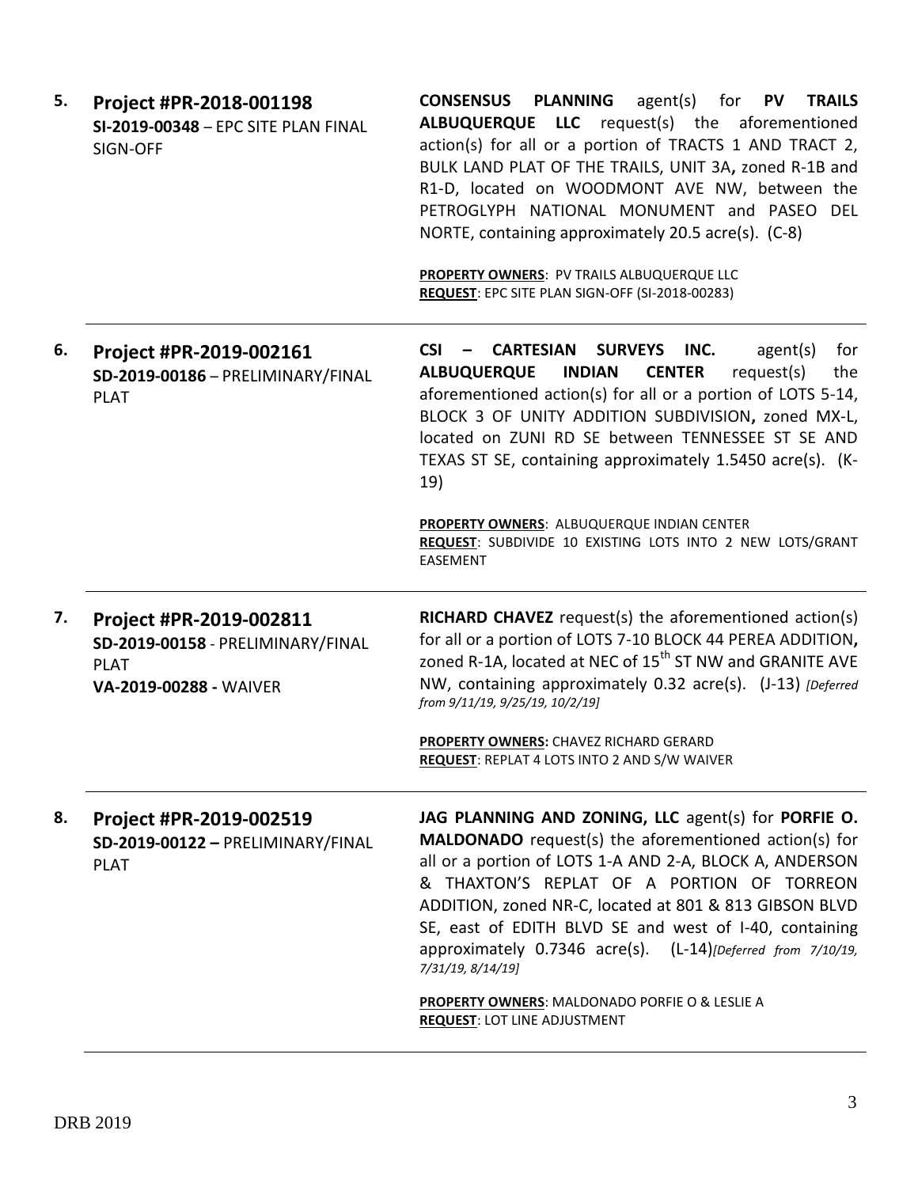5. **Project #PR-2018-001198**
**SI-2019-00348** – EPC SITE PLAN FINAL SIGN-OFF

**CONSENSUS PLANNING** agent(s) for **PV TRAILS ALBUQUERQUE LLC** request(s) the aforementioned action(s) for all or a portion of TRACTS 1 AND TRACT 2, BULK LAND PLAT OF THE TRAILS, UNIT 3A**,** zoned R-1B and R1-D, located on WOODMONT AVE NW, between the PETROGLYPH NATIONAL MONUMENT and PASEO DEL NORTE, containing approximately 20.5 acre(s). (C-8)

**PROPERTY OWNERS**: PV TRAILS ALBUQUERQUE LLC
**REQUEST**: EPC SITE PLAN SIGN-OFF (SI-2018-00283)

---

6. **Project #PR-2019-002161**
**SD-2019-00186** – PRELIMINARY/FINAL PLAT

**CSI – CARTESIAN SURVEYS INC.** agent(s) for **ALBUQUERQUE INDIAN CENTER** request(s) the aforementioned action(s) for all or a portion of LOTS 5-14, BLOCK 3 OF UNITY ADDITION SUBDIVISION**,** zoned MX-L, located on ZUNI RD SE between TENNESSEE ST SE AND TEXAS ST SE, containing approximately 1.5450 acre(s). (K-19)

**PROPERTY OWNERS**: ALBUQUERQUE INDIAN CENTER
**REQUEST**: SUBDIVIDE 10 EXISTING LOTS INTO 2 NEW LOTS/GRANT EASEMENT

---

7. **Project #PR-2019-002811**
**SD-2019-00158** - PRELIMINARY/FINAL PLAT
**VA-2019-00288 -** WAIVER

**RICHARD CHAVEZ** request(s) the aforementioned action(s) for all or a portion of LOTS 7-10 BLOCK 44 PEREA ADDITION**,** zoned R-1A, located at NEC of 15th ST NW and GRANITE AVE NW, containing approximately 0.32 acre(s). (J-13) *[Deferred from 9/11/19, 9/25/19, 10/2/19]*

**PROPERTY OWNERS:** CHAVEZ RICHARD GERARD
**REQUEST**: REPLAT 4 LOTS INTO 2 AND S/W WAIVER

---

8. **Project #PR-2019-002519**
**SD-2019-00122 –** PRELIMINARY/FINAL PLAT

**JAG PLANNING AND ZONING, LLC** agent(s) for **PORFIE O. MALDONADO** request(s) the aforementioned action(s) for all or a portion of LOTS 1-A AND 2-A, BLOCK A, ANDERSON & THAXTON'S REPLAT OF A PORTION OF TORREON ADDITION, zoned NR-C, located at 801 & 813 GIBSON BLVD SE, east of EDITH BLVD SE and west of I-40, containing approximately 0.7346 acre(s). (L-14)*[Deferred from 7/10/19, 7/31/19, 8/14/19]*

**PROPERTY OWNERS**: MALDONADO PORFIE O & LESLIE A
**REQUEST**: LOT LINE ADJUSTMENT

---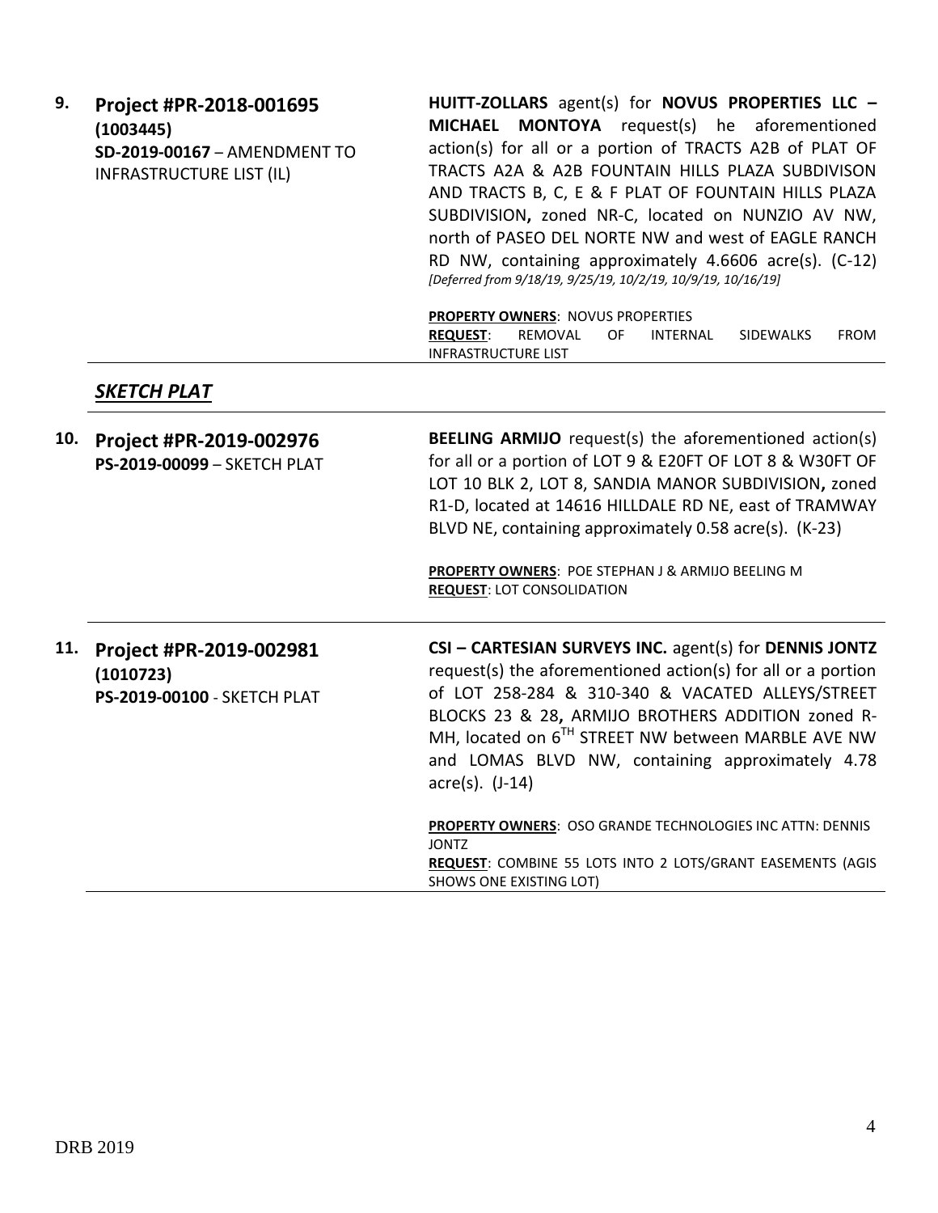| | | |
|---|---|---|
| **9.** | **Project #PR-2018-001695 (1003445)**<br>**SD-2019-00167** – AMENDMENT TO INFRASTRUCTURE LIST (IL) | **HUITT-ZOLLARS** agent(s) for **NOVUS PROPERTIES LLC – MICHAEL MONTOYA** request(s) he aforementioned action(s) for all or a portion of TRACTS A2B of PLAT OF TRACTS A2A & A2B FOUNTAIN HILLS PLAZA SUBDIVISON AND TRACTS B, C, E & F PLAT OF FOUNTAIN HILLS PLAZA SUBDIVISION**,** zoned NR-C, located on NUNZIO AV NW, north of PASEO DEL NORTE NW and west of EAGLE RANCH RD NW, containing approximately 4.6606 acre(s). (C-12) *[Deferred from 9/18/19, 9/25/19, 10/2/19, 10/9/19, 10/16/19]*<br><br>**PROPERTY OWNERS**: NOVUS PROPERTIES<br>**REQUEST**: REMOVAL OF INTERNAL SIDEWALKS FROM INFRASTRUCTURE LIST |

## *SKETCH PLAT*

| | | |
|---|---|---|
| **10.** | **Project #PR-2019-002976**<br>**PS-2019-00099** – SKETCH PLAT | **BEELING ARMIJO** request(s) the aforementioned action(s) for all or a portion of LOT 9 & E20FT OF LOT 8 & W30FT OF LOT 10 BLK 2, LOT 8, SANDIA MANOR SUBDIVISION**,** zoned R1-D, located at 14616 HILLDALE RD NE, east of TRAMWAY BLVD NE, containing approximately 0.58 acre(s). (K-23)<br><br>**PROPERTY OWNERS**: POE STEPHAN J & ARMIJO BEELING M<br>**REQUEST**: LOT CONSOLIDATION |
| **11.** | **Project #PR-2019-002981 (1010723)**<br>**PS-2019-00100** - SKETCH PLAT | **CSI – CARTESIAN SURVEYS INC.** agent(s) for **DENNIS JONTZ** request(s) the aforementioned action(s) for all or a portion of LOT 258-284 & 310-340 & VACATED ALLEYS/STREET BLOCKS 23 & 28**,** ARMIJO BROTHERS ADDITION zoned R-MH, located on 6TH STREET NW between MARBLE AVE NW and LOMAS BLVD NW, containing approximately 4.78 acre(s). (J-14)<br><br>**PROPERTY OWNERS**: OSO GRANDE TECHNOLOGIES INC ATTN: DENNIS JONTZ<br>**REQUEST**: COMBINE 55 LOTS INTO 2 LOTS/GRANT EASEMENTS (AGIS SHOWS ONE EXISTING LOT) |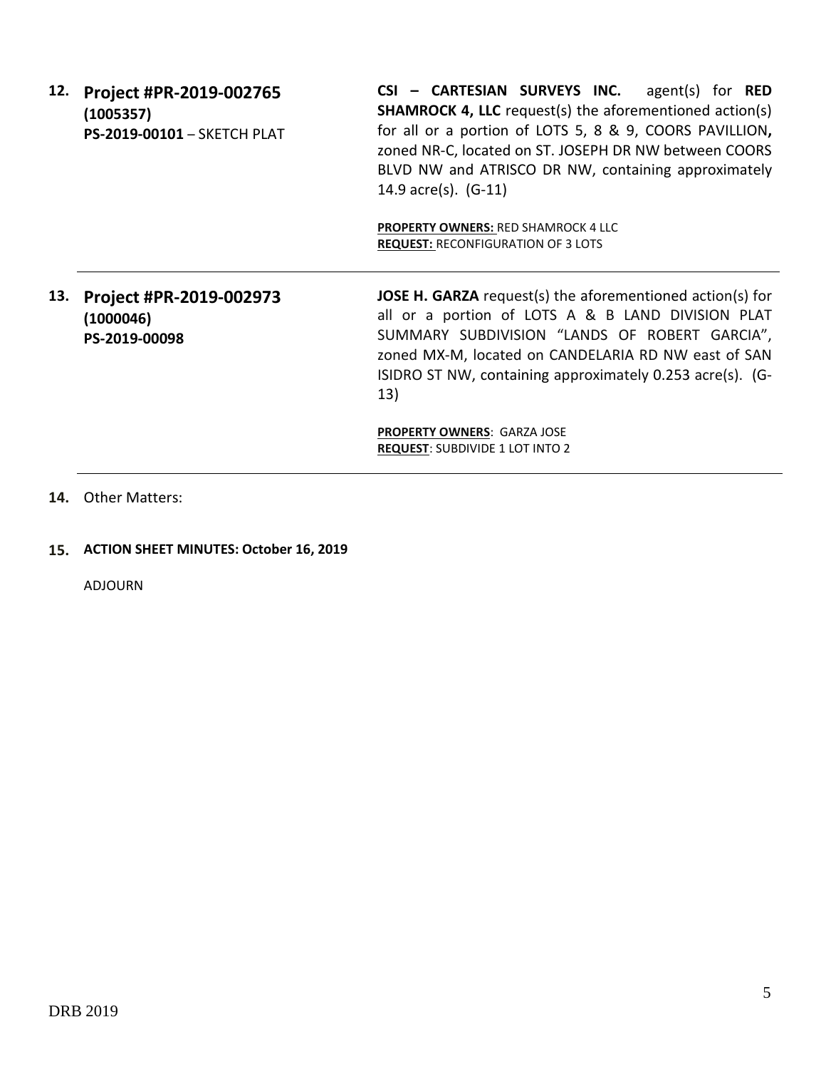| | | |
|---|---|---|
| **12.** | **Project #PR-2019-002765**<br>**(1005357)**<br>**PS-2019-00101** – SKETCH PLAT | **CSI – CARTESIAN SURVEYS INC.** agent(s) for **RED SHAMROCK 4, LLC** request(s) the aforementioned action(s) for all or a portion of LOTS 5, 8 & 9, COORS PAVILLION**,** zoned NR-C, located on ST. JOSEPH DR NW between COORS BLVD NW and ATRISCO DR NW, containing approximately 14.9 acre(s). (G-11)<br><br>**PROPERTY OWNERS:** RED SHAMROCK 4 LLC<br>**REQUEST:** RECONFIGURATION OF 3 LOTS |
| **13.** | **Project #PR-2019-002973**<br>**(1000046)**<br>**PS-2019-00098** | **JOSE H. GARZA** request(s) the aforementioned action(s) for all or a portion of LOTS A & B LAND DIVISION PLAT SUMMARY SUBDIVISION "LANDS OF ROBERT GARCIA", zoned MX-M, located on CANDELARIA RD NW east of SAN ISIDRO ST NW, containing approximately 0.253 acre(s). (G-13)<br><br>**PROPERTY OWNERS**: GARZA JOSE<br>**REQUEST**: SUBDIVIDE 1 LOT INTO 2 |

**14.** Other Matters:

**15. ACTION SHEET MINUTES: October 16, 2019**

ADJOURN